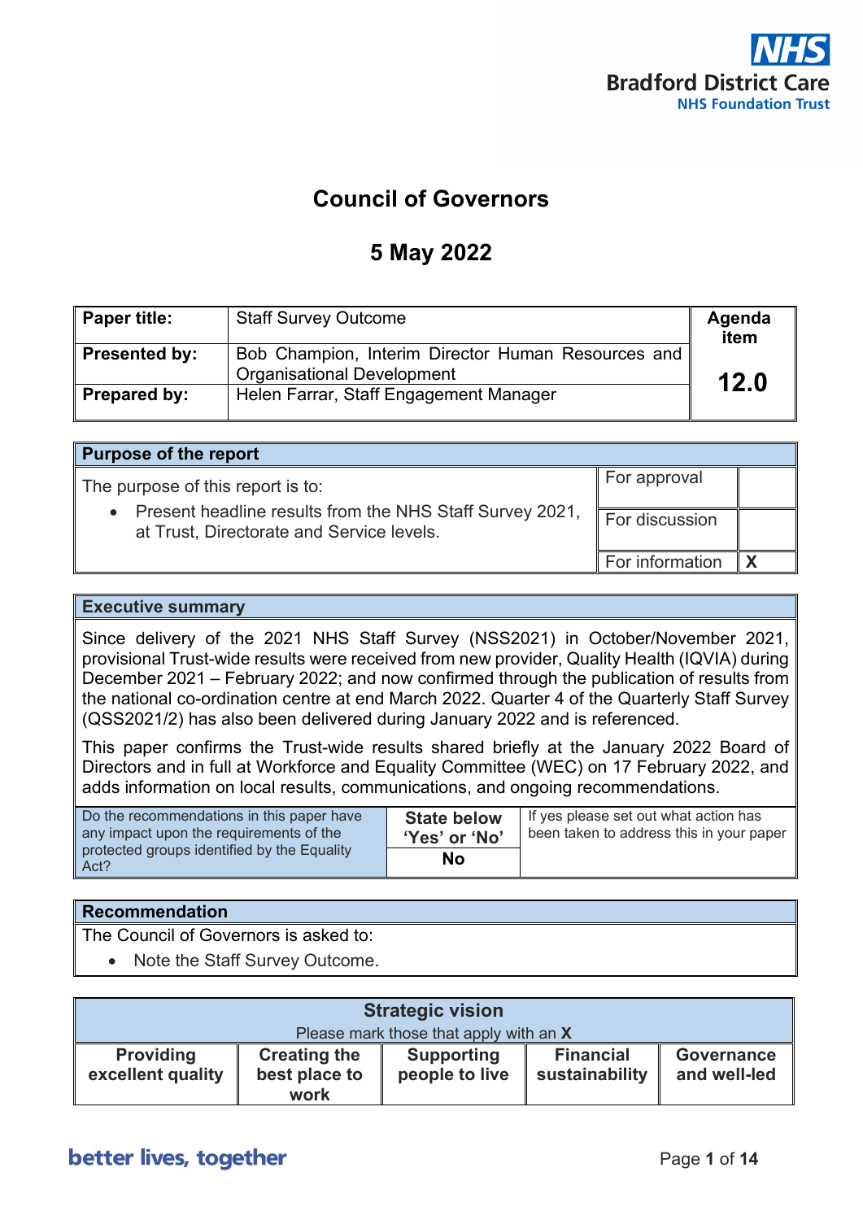# Council of Governors

## 5 May 2022

| Paper title: | Staff Survey Outcome | Agenda item |
|---|---|---|
| Presented by: | Bob Champion, Interim Director Human Resources and Organisational Development | 12.0 |
| Prepared by: | Helen Farrar, Staff Engagement Manager | |

| Purpose of the report | | |
|---|---|---|
| The purpose of this report is to:<br>• Present headline results from the NHS Staff Survey 2021, at Trust, Directorate and Service levels. | For approval | |
| | For discussion | |
| | For information | X |

**Executive summary**

Since delivery of the 2021 NHS Staff Survey (NSS2021) in October/November 2021, provisional Trust-wide results were received from new provider, Quality Health (IQVIA) during December 2021 – February 2022; and now confirmed through the publication of results from the national co-ordination centre at end March 2022. Quarter 4 of the Quarterly Staff Survey (QSS2021/2) has also been delivered during January 2022 and is referenced.

This paper confirms the Trust-wide results shared briefly at the January 2022 Board of Directors and in full at Workforce and Equality Committee (WEC) on 17 February 2022, and adds information on local results, communications, and ongoing recommendations.

| Do the recommendations in this paper have any impact upon the requirements of the protected groups identified by the Equality Act? | State below 'Yes' or 'No' | If yes please set out what action has been taken to address this in your paper |
|---|---|---|
| | No | |

**Recommendation**

The Council of Governors is asked to:

- Note the Staff Survey Outcome.

| Strategic vision<br>Please mark those that apply with an X | | | | |
|---|---|---|---|---|
| Providing excellent quality | Creating the best place to work | Supporting people to live | Financial sustainability | Governance and well-led |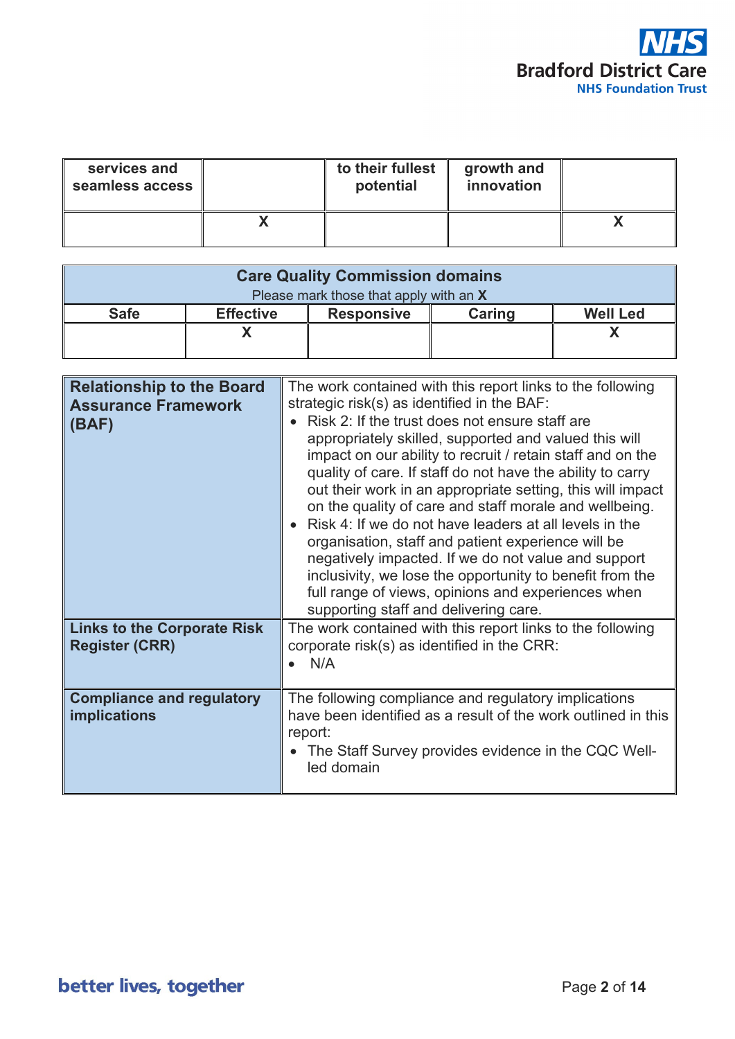| services and seamless access | | to their fullest potential | growth and innovation | |
|---|---|---|---|---|
| | X | | | X |

| Care Quality Commission domains<br>Please mark those that apply with an **X** | | | | |
|---|---|---|---|---|
| **Safe** | **Effective** | **Responsive** | **Caring** | **Well Led** |
| | X | | | X |

| | |
|---|---|
| **Relationship to the Board Assurance Framework (BAF)** | The work contained with this report links to the following strategic risk(s) as identified in the BAF:<br>• Risk 2: If the trust does not ensure staff are appropriately skilled, supported and valued this will impact on our ability to recruit / retain staff and on the quality of care. If staff do not have the ability to carry out their work in an appropriate setting, this will impact on the quality of care and staff morale and wellbeing.<br>• Risk 4: If we do not have leaders at all levels in the organisation, staff and patient experience will be negatively impacted. If we do not value and support inclusivity, we lose the opportunity to benefit from the full range of views, opinions and experiences when supporting staff and delivering care. |
| **Links to the Corporate Risk Register (CRR)** | The work contained with this report links to the following corporate risk(s) as identified in the CRR:<br>• N/A |
| **Compliance and regulatory implications** | The following compliance and regulatory implications have been identified as a result of the work outlined in this report:<br>• The Staff Survey provides evidence in the CQC Well-led domain |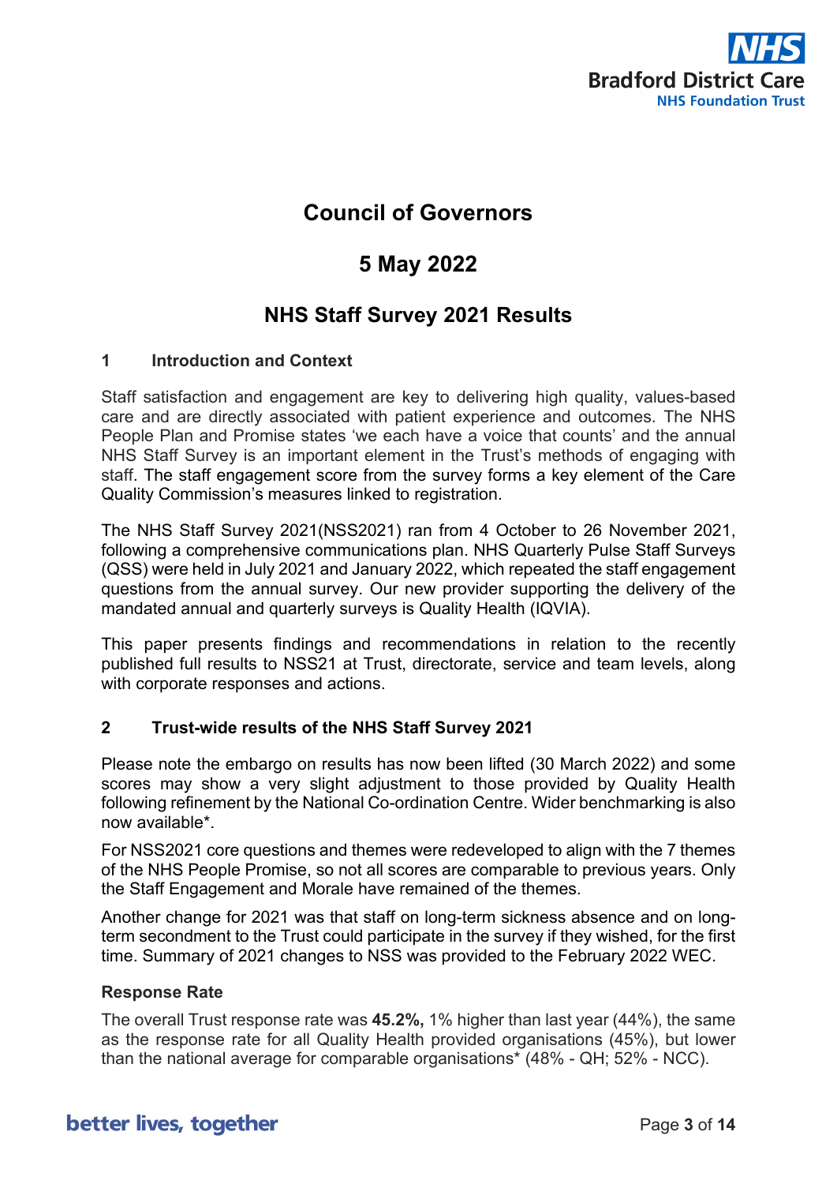# Council of Governors

## 5 May 2022

## NHS Staff Survey 2021 Results

### 1 Introduction and Context

Staff satisfaction and engagement are key to delivering high quality, values-based care and are directly associated with patient experience and outcomes. The NHS People Plan and Promise states 'we each have a voice that counts' and the annual NHS Staff Survey is an important element in the Trust's methods of engaging with staff. The staff engagement score from the survey forms a key element of the Care Quality Commission's measures linked to registration.

The NHS Staff Survey 2021(NSS2021) ran from 4 October to 26 November 2021, following a comprehensive communications plan. NHS Quarterly Pulse Staff Surveys (QSS) were held in July 2021 and January 2022, which repeated the staff engagement questions from the annual survey. Our new provider supporting the delivery of the mandated annual and quarterly surveys is Quality Health (IQVIA).

This paper presents findings and recommendations in relation to the recently published full results to NSS21 at Trust, directorate, service and team levels, along with corporate responses and actions.

### 2 Trust-wide results of the NHS Staff Survey 2021

Please note the embargo on results has now been lifted (30 March 2022) and some scores may show a very slight adjustment to those provided by Quality Health following refinement by the National Co-ordination Centre. Wider benchmarking is also now available*.

For NSS2021 core questions and themes were redeveloped to align with the 7 themes of the NHS People Promise, so not all scores are comparable to previous years. Only the Staff Engagement and Morale have remained of the themes.

Another change for 2021 was that staff on long-term sickness absence and on long-term secondment to the Trust could participate in the survey if they wished, for the first time. Summary of 2021 changes to NSS was provided to the February 2022 WEC.

#### Response Rate

The overall Trust response rate was **45.2%,** 1% higher than last year (44%), the same as the response rate for all Quality Health provided organisations (45%), but lower than the national average for comparable organisations* (48% - QH; 52% - NCC).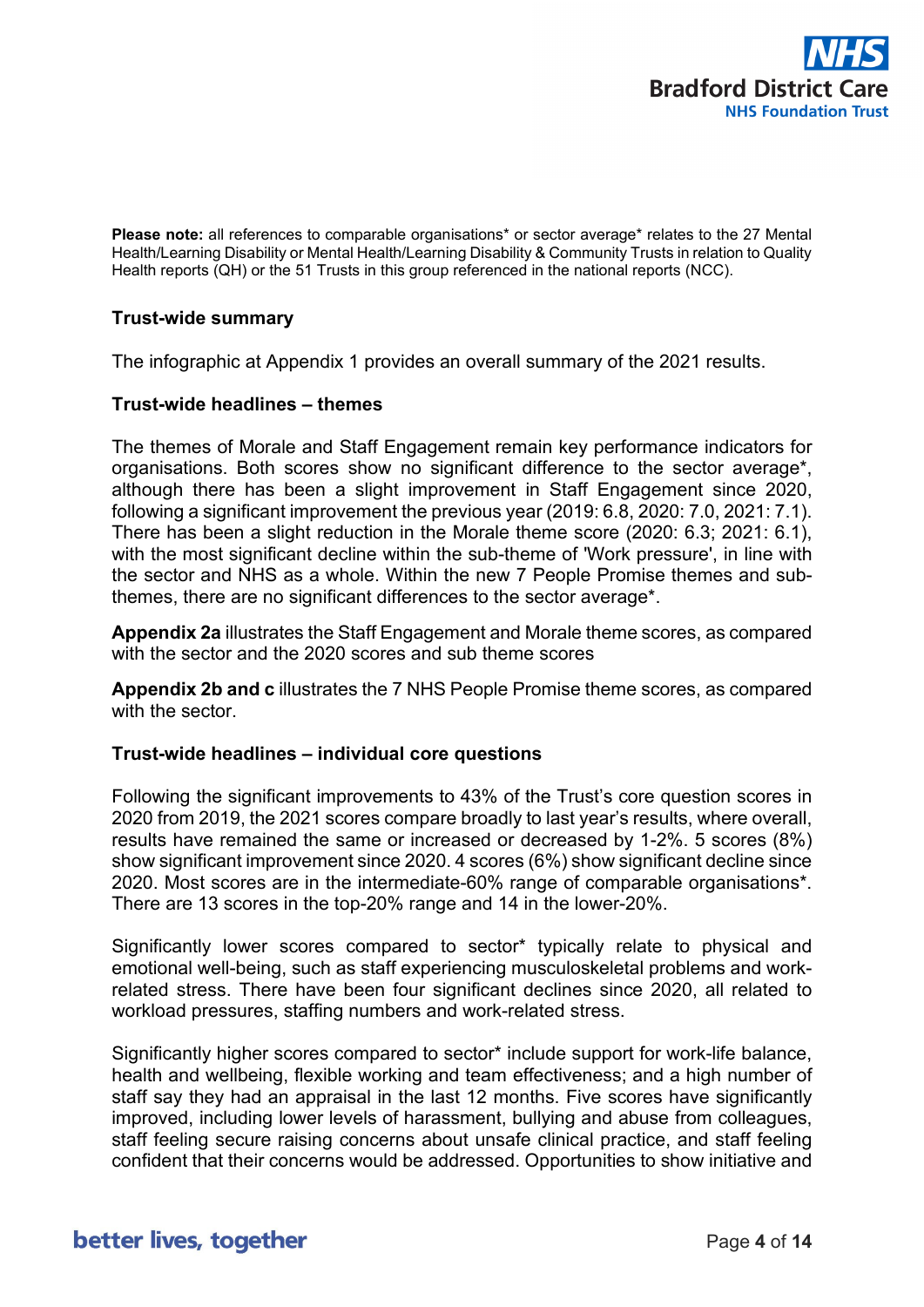**Please note:** all references to comparable organisations* or sector average* relates to the 27 Mental Health/Learning Disability or Mental Health/Learning Disability & Community Trusts in relation to Quality Health reports (QH) or the 51 Trusts in this group referenced in the national reports (NCC).

**Trust-wide summary**

The infographic at Appendix 1 provides an overall summary of the 2021 results.

**Trust-wide headlines – themes**

The themes of Morale and Staff Engagement remain key performance indicators for organisations. Both scores show no significant difference to the sector average*, although there has been a slight improvement in Staff Engagement since 2020, following a significant improvement the previous year (2019: 6.8, 2020: 7.0, 2021: 7.1). There has been a slight reduction in the Morale theme score (2020: 6.3; 2021: 6.1), with the most significant decline within the sub-theme of 'Work pressure', in line with the sector and NHS as a whole. Within the new 7 People Promise themes and sub-themes, there are no significant differences to the sector average*.

**Appendix 2a** illustrates the Staff Engagement and Morale theme scores, as compared with the sector and the 2020 scores and sub theme scores

**Appendix 2b and c** illustrates the 7 NHS People Promise theme scores, as compared with the sector.

**Trust-wide headlines – individual core questions**

Following the significant improvements to 43% of the Trust's core question scores in 2020 from 2019, the 2021 scores compare broadly to last year's results, where overall, results have remained the same or increased or decreased by 1-2%. 5 scores (8%) show significant improvement since 2020. 4 scores (6%) show significant decline since 2020. Most scores are in the intermediate-60% range of comparable organisations*. There are 13 scores in the top-20% range and 14 in the lower-20%.

Significantly lower scores compared to sector* typically relate to physical and emotional well-being, such as staff experiencing musculoskeletal problems and work-related stress. There have been four significant declines since 2020, all related to workload pressures, staffing numbers and work-related stress.

Significantly higher scores compared to sector* include support for work-life balance, health and wellbeing, flexible working and team effectiveness; and a high number of staff say they had an appraisal in the last 12 months. Five scores have significantly improved, including lower levels of harassment, bullying and abuse from colleagues, staff feeling secure raising concerns about unsafe clinical practice, and staff feeling confident that their concerns would be addressed. Opportunities to show initiative and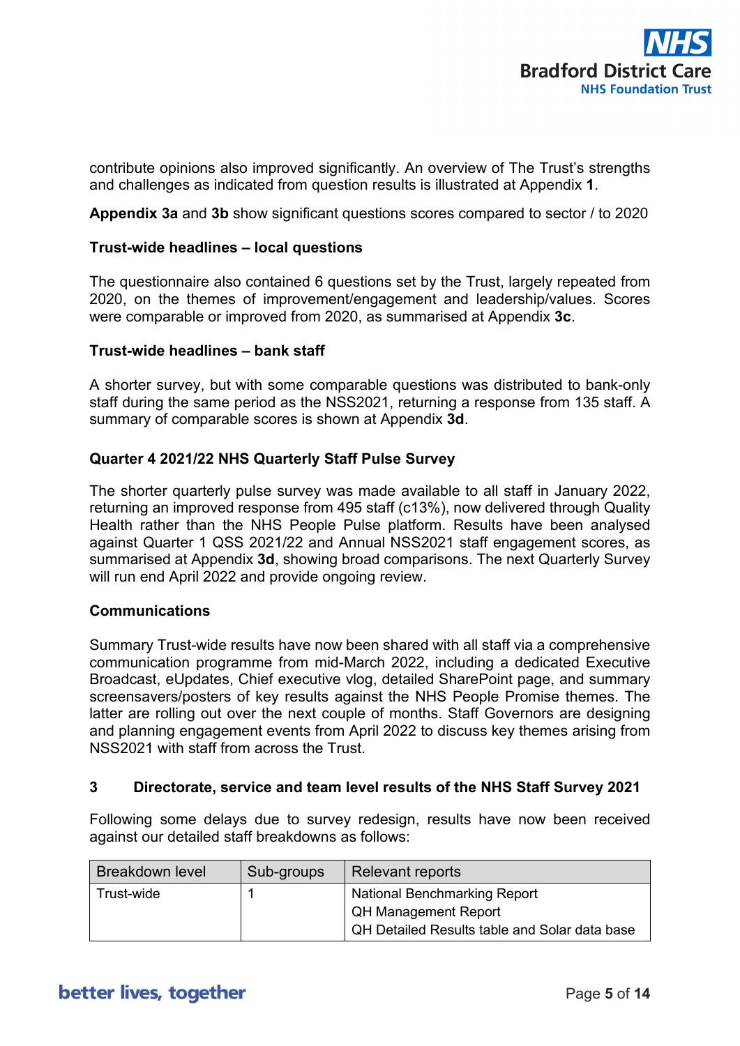contribute opinions also improved significantly. An overview of The Trust's strengths and challenges as indicated from question results is illustrated at Appendix **1**.

**Appendix 3a** and **3b** show significant questions scores compared to sector / to 2020

**Trust-wide headlines – local questions**

The questionnaire also contained 6 questions set by the Trust, largely repeated from 2020, on the themes of improvement/engagement and leadership/values. Scores were comparable or improved from 2020, as summarised at Appendix **3c**.

**Trust-wide headlines – bank staff**

A shorter survey, but with some comparable questions was distributed to bank-only staff during the same period as the NSS2021, returning a response from 135 staff. A summary of comparable scores is shown at Appendix **3d**.

**Quarter 4 2021/22 NHS Quarterly Staff Pulse Survey**

The shorter quarterly pulse survey was made available to all staff in January 2022, returning an improved response from 495 staff (c13%), now delivered through Quality Health rather than the NHS People Pulse platform. Results have been analysed against Quarter 1 QSS 2021/22 and Annual NSS2021 staff engagement scores, as summarised at Appendix **3d**, showing broad comparisons. The next Quarterly Survey will run end April 2022 and provide ongoing review.

**Communications**

Summary Trust-wide results have now been shared with all staff via a comprehensive communication programme from mid-March 2022, including a dedicated Executive Broadcast, eUpdates, Chief executive vlog, detailed SharePoint page, and summary screensavers/posters of key results against the NHS People Promise themes. The latter are rolling out over the next couple of months. Staff Governors are designing and planning engagement events from April 2022 to discuss key themes arising from NSS2021 with staff from across the Trust.

## 3 Directorate, service and team level results of the NHS Staff Survey 2021

Following some delays due to survey redesign, results have now been received against our detailed staff breakdowns as follows:

| Breakdown level | Sub-groups | Relevant reports |
|---|---|---|
| Trust-wide | 1 | National Benchmarking Report<br>QH Management Report<br>QH Detailed Results table and Solar data base |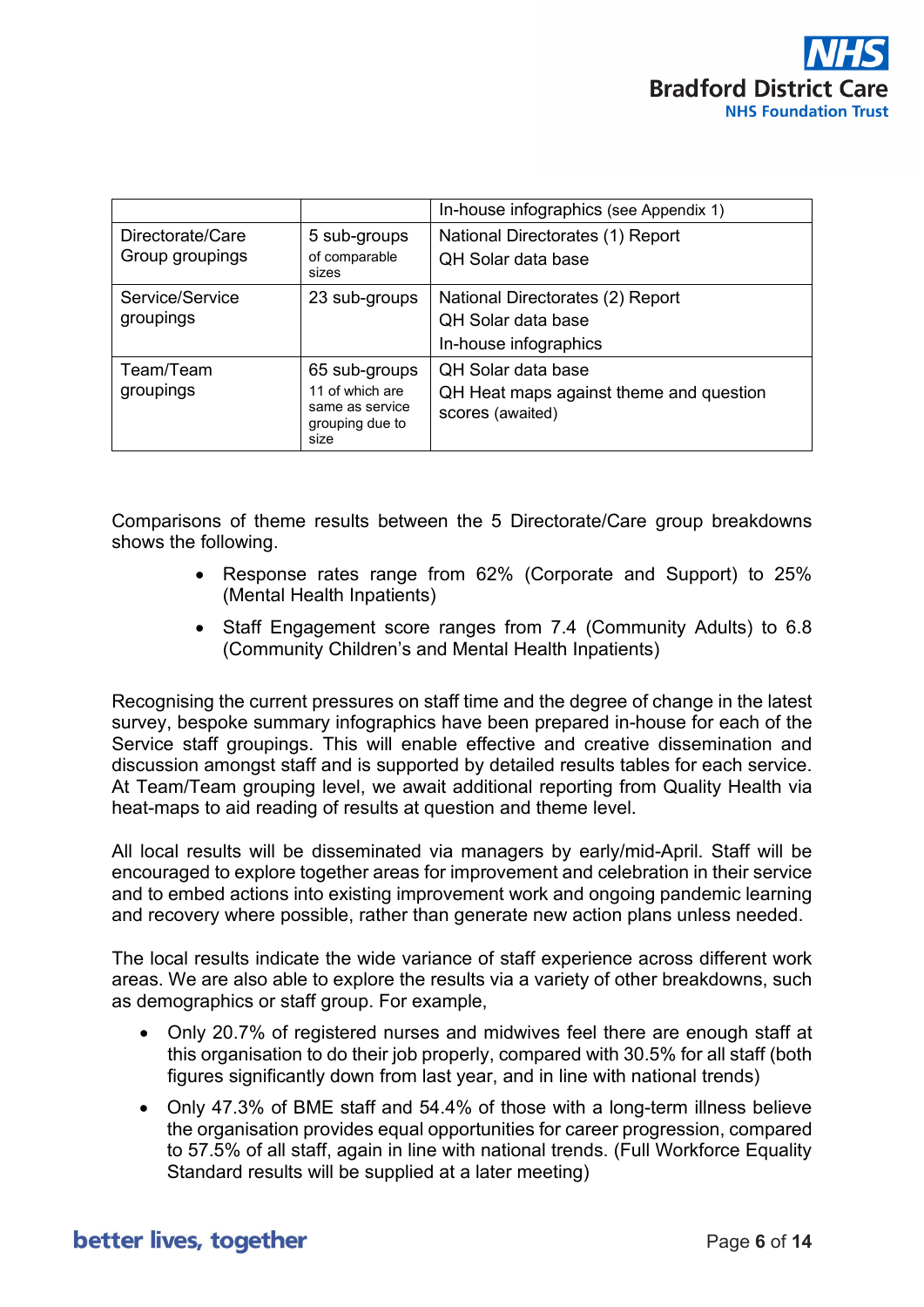| | | In-house infographics (see Appendix 1) |
|---|---|---|
| Directorate/Care Group groupings | 5 sub-groups of comparable sizes | National Directorates (1) Report<br>QH Solar data base |
| Service/Service groupings | 23 sub-groups | National Directorates (2) Report<br>QH Solar data base<br>In-house infographics |
| Team/Team groupings | 65 sub-groups 11 of which are same as service grouping due to size | QH Solar data base<br>QH Heat maps against theme and question scores (awaited) |

Comparisons of theme results between the 5 Directorate/Care group breakdowns shows the following.

- Response rates range from 62% (Corporate and Support) to 25% (Mental Health Inpatients)
- Staff Engagement score ranges from 7.4 (Community Adults) to 6.8 (Community Children's and Mental Health Inpatients)

Recognising the current pressures on staff time and the degree of change in the latest survey, bespoke summary infographics have been prepared in-house for each of the Service staff groupings. This will enable effective and creative dissemination and discussion amongst staff and is supported by detailed results tables for each service. At Team/Team grouping level, we await additional reporting from Quality Health via heat-maps to aid reading of results at question and theme level.

All local results will be disseminated via managers by early/mid-April. Staff will be encouraged to explore together areas for improvement and celebration in their service and to embed actions into existing improvement work and ongoing pandemic learning and recovery where possible, rather than generate new action plans unless needed.

The local results indicate the wide variance of staff experience across different work areas. We are also able to explore the results via a variety of other breakdowns, such as demographics or staff group. For example,

- Only 20.7% of registered nurses and midwives feel there are enough staff at this organisation to do their job properly, compared with 30.5% for all staff (both figures significantly down from last year, and in line with national trends)
- Only 47.3% of BME staff and 54.4% of those with a long-term illness believe the organisation provides equal opportunities for career progression, compared to 57.5% of all staff, again in line with national trends. (Full Workforce Equality Standard results will be supplied at a later meeting)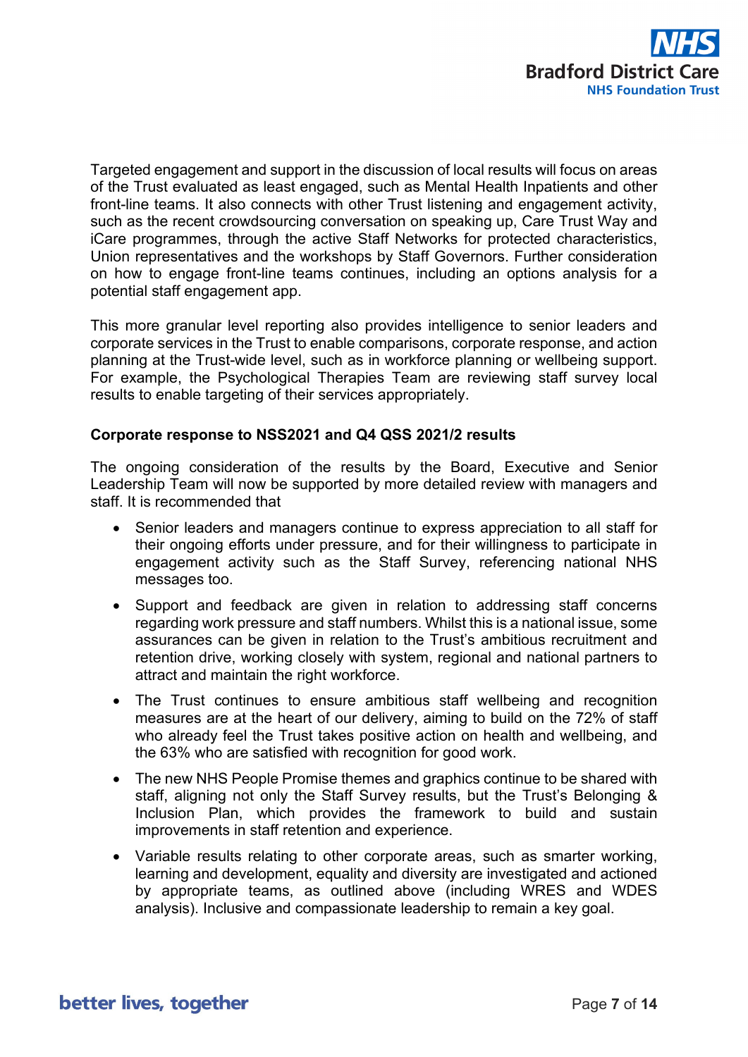Targeted engagement and support in the discussion of local results will focus on areas of the Trust evaluated as least engaged, such as Mental Health Inpatients and other front-line teams. It also connects with other Trust listening and engagement activity, such as the recent crowdsourcing conversation on speaking up, Care Trust Way and iCare programmes, through the active Staff Networks for protected characteristics, Union representatives and the workshops by Staff Governors. Further consideration on how to engage front-line teams continues, including an options analysis for a potential staff engagement app.

This more granular level reporting also provides intelligence to senior leaders and corporate services in the Trust to enable comparisons, corporate response, and action planning at the Trust-wide level, such as in workforce planning or wellbeing support. For example, the Psychological Therapies Team are reviewing staff survey local results to enable targeting of their services appropriately.

**Corporate response to NSS2021 and Q4 QSS 2021/2 results**

The ongoing consideration of the results by the Board, Executive and Senior Leadership Team will now be supported by more detailed review with managers and staff. It is recommended that

- Senior leaders and managers continue to express appreciation to all staff for their ongoing efforts under pressure, and for their willingness to participate in engagement activity such as the Staff Survey, referencing national NHS messages too.
- Support and feedback are given in relation to addressing staff concerns regarding work pressure and staff numbers. Whilst this is a national issue, some assurances can be given in relation to the Trust's ambitious recruitment and retention drive, working closely with system, regional and national partners to attract and maintain the right workforce.
- The Trust continues to ensure ambitious staff wellbeing and recognition measures are at the heart of our delivery, aiming to build on the 72% of staff who already feel the Trust takes positive action on health and wellbeing, and the 63% who are satisfied with recognition for good work.
- The new NHS People Promise themes and graphics continue to be shared with staff, aligning not only the Staff Survey results, but the Trust's Belonging & Inclusion Plan, which provides the framework to build and sustain improvements in staff retention and experience.
- Variable results relating to other corporate areas, such as smarter working, learning and development, equality and diversity are investigated and actioned by appropriate teams, as outlined above (including WRES and WDES analysis). Inclusive and compassionate leadership to remain a key goal.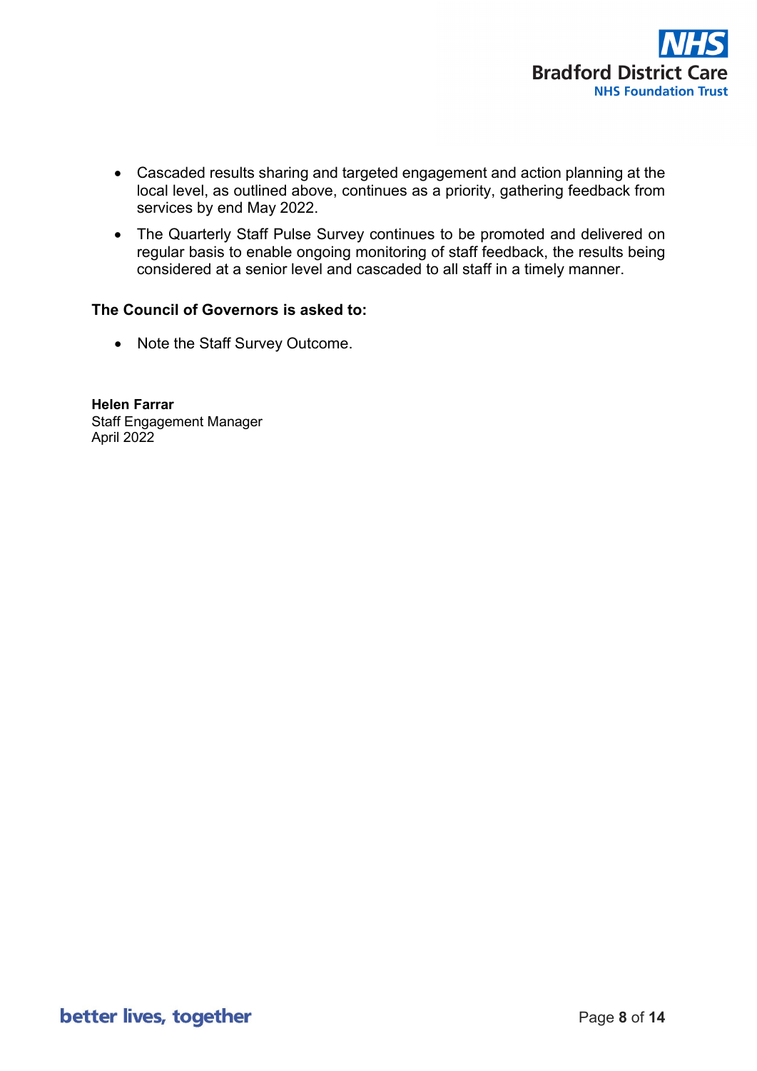- Cascaded results sharing and targeted engagement and action planning at the local level, as outlined above, continues as a priority, gathering feedback from services by end May 2022.
- The Quarterly Staff Pulse Survey continues to be promoted and delivered on regular basis to enable ongoing monitoring of staff feedback, the results being considered at a senior level and cascaded to all staff in a timely manner.

**The Council of Governors is asked to:**

- Note the Staff Survey Outcome.

**Helen Farrar**
Staff Engagement Manager
April 2022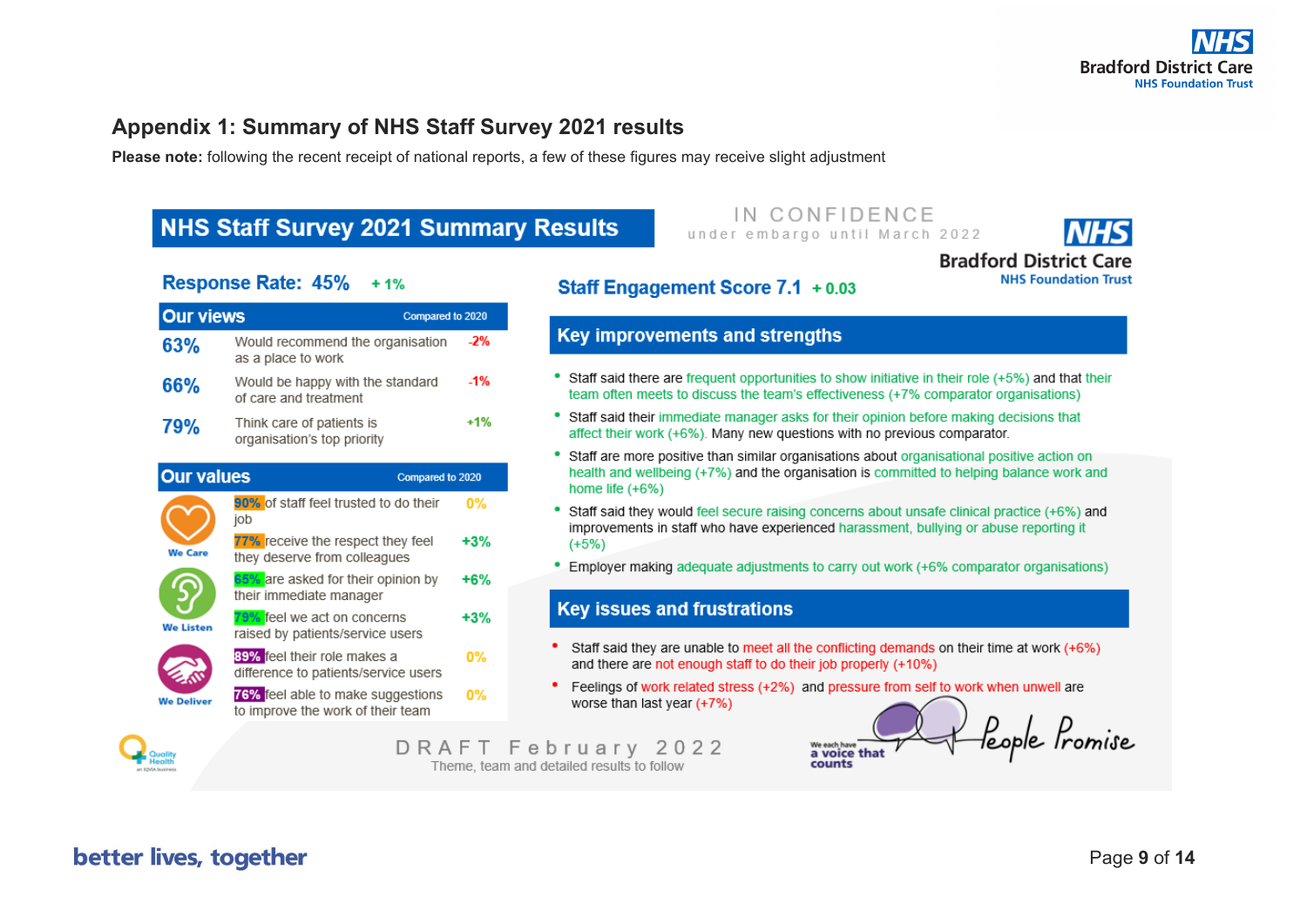## Appendix 1: Summary of NHS Staff Survey 2021 results

**Please note:** following the recent receipt of national reports, a few of these figures may receive slight adjustment

## NHS Staff Survey 2021 Summary Results

IN CONFIDENCE
under embargo until March 2022

**Response Rate: 45%** + 1%

**Staff Engagement Score 7.1** + 0.03

### Our views

| | | Compared to 2020 |
|---|---|---|
| 63% | Would recommend the organisation as a place to work | -2% |
| 66% | Would be happy with the standard of care and treatment | -1% |
| 79% | Think care of patients is organisation's top priority | +1% |

### Our values

| | | Compared to 2020 |
|---|---|---|
| We Care | 90% of staff feel trusted to do their job | 0% |
| | 77% receive the respect they feel they deserve from colleagues | +3% |
| We Listen | 65% are asked for their opinion by their immediate manager | +6% |
| | 79% feel we act on concerns raised by patients/service users | +3% |
| We Deliver | 89% feel their role makes a difference to patients/service users | 0% |
| | 76% feel able to make suggestions to improve the work of their team | 0% |

### Key improvements and strengths

- Staff said there are frequent opportunities to show initiative in their role (+5%) and that their team often meets to discuss the team's effectiveness (+7% comparator organisations)
- Staff said their immediate manager asks for their opinion before making decisions that affect their work (+6%). Many new questions with no previous comparator.
- Staff are more positive than similar organisations about organisational positive action on health and wellbeing (+7%) and the organisation is committed to helping balance work and home life (+6%)
- Staff said they would feel secure raising concerns about unsafe clinical practice (+6%) and improvements in staff who have experienced harassment, bullying or abuse reporting it (+5%)
- Employer making adequate adjustments to carry out work (+6% comparator organisations)

### Key issues and frustrations

- Staff said they are unable to meet all the conflicting demands on their time at work (+6%) and there are not enough staff to do their job properly (+10%)
- Feelings of work related stress (+2%) and pressure from self to work when unwell are worse than last year (+7%)

DRAFT February 2022
Theme, team and detailed results to follow

We each have a voice that counts — People Promise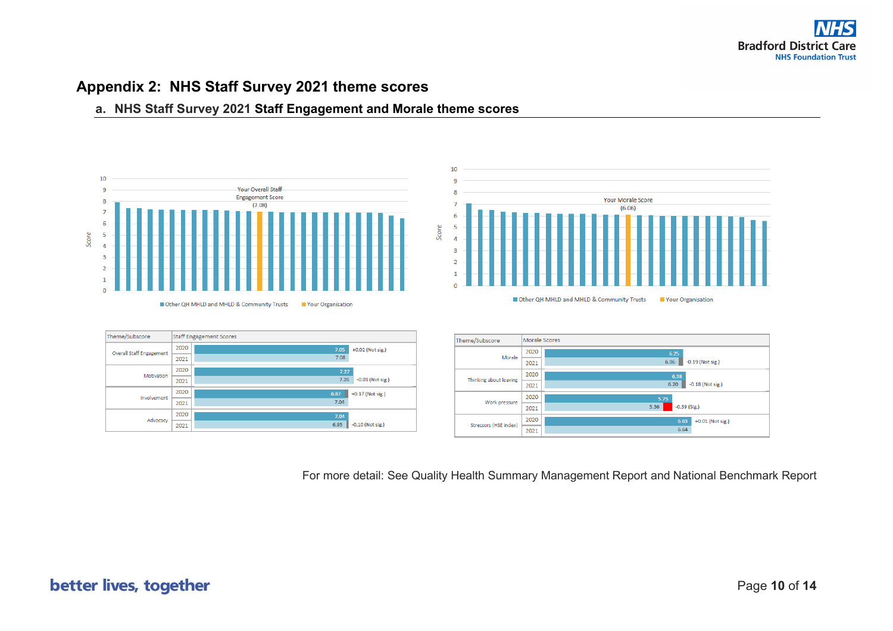# Appendix 2: NHS Staff Survey 2021 theme scores

## a. NHS Staff Survey 2021 Staff Engagement and Morale theme scores

Your Overall Staff Engagement Score (7.08)

Other QH MHLD and MHLD & Community Trusts | Your Organisation

Your Morale Score (6.06)

Other QH MHLD and MHLD & Community Trusts | Your Organisation

| Theme/Subscore | Year | Staff Engagement Scores | Change |
|---|---|---|---|
| Overall Staff Engagement | 2020 | 7.05 | +0.02 (Not sig.) |
| | 2021 | 7.08 | |
| Motivation | 2020 | 7.27 | |
| | 2021 | 7.26 | -0.01 (Not sig.) |
| Involvement | 2020 | 6.87 | +0.17 (Not sig.) |
| | 2021 | 7.04 | |
| Advocacy | 2020 | 7.04 | |
| | 2021 | 6.95 | -0.10 (Not sig.) |

| Theme/Subscore | Year | Morale Scores | Change |
|---|---|---|---|
| Morale | 2020 | 6.25 | |
| | 2021 | 6.06 | -0.19 (Not sig.) |
| Thinking about leaving | 2020 | 6.38 | |
| | 2021 | 6.20 | -0.18 (Not sig.) |
| Work pressure | 2020 | 5.75 | |
| | 2021 | 5.36 | -0.39 (Sig.) |
| Stressors (HSE index) | 2020 | 6.63 | +0.01 (Not sig.) |
| | 2021 | 6.64 | |

For more detail: See Quality Health Summary Management Report and National Benchmark Report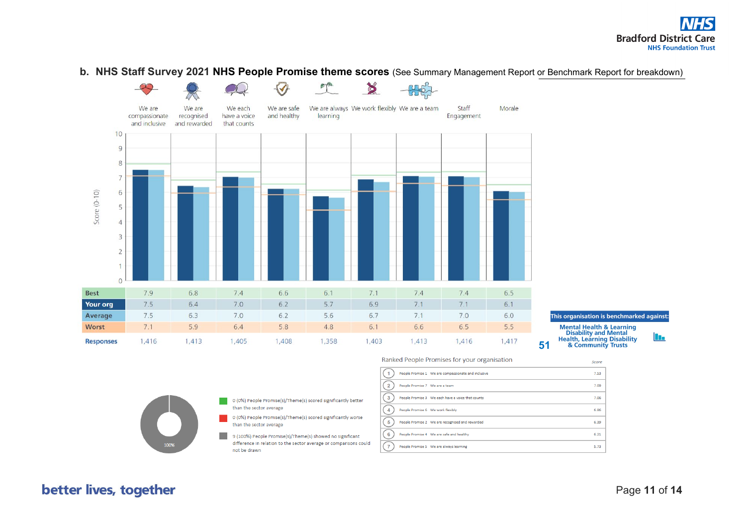## b. NHS Staff Survey 2021 NHS People Promise theme scores (See Summary Management Report or Benchmark Report for breakdown)

| | We are compassionate and inclusive | We are recognised and rewarded | We each have a voice that counts | We are safe and healthy | We are always learning | We work flexibly | We are a team | Staff Engagement | Morale |
|---|---|---|---|---|---|---|---|---|---|
| Best | 7.9 | 6.8 | 7.4 | 6.6 | 6.1 | 7.1 | 7.4 | 7.4 | 6.5 |
| Your org | 7.5 | 6.4 | 7.0 | 6.2 | 5.7 | 6.9 | 7.1 | 7.1 | 6.1 |
| Average | 7.5 | 6.3 | 7.0 | 6.2 | 5.6 | 6.7 | 7.1 | 7.0 | 6.0 |
| Worst | 7.1 | 5.9 | 6.4 | 5.8 | 4.8 | 6.1 | 6.6 | 6.5 | 5.5 |
| Responses | 1,416 | 1,413 | 1,405 | 1,408 | 1,358 | 1,403 | 1,413 | 1,416 | 1,417 |

This organisation is benchmarked against: 51 Mental Health & Learning Disability and Mental Health, Learning Disability & Community Trusts

- 0 (0%) People Promise(s)/Theme(s) scored significantly better than the sector average
- 0 (0%) People Promise(s)/Theme(s) scored significantly worse than the sector average
- 9 (100%) People Promise(s)/Theme(s) showed no significant difference in relation to the sector average or comparisons could not be drawn

100%

**Ranked People Promises for your organisation**

| Rank | People Promise | | Score |
|---|---|---|---|
| 1 | People Promise 1 | We are compassionate and inclusive | 7.53 |
| 2 | People Promise 7 | We are a team | 7.09 |
| 3 | People Promise 3 | We each have a voice that counts | 7.06 |
| 4 | People Promise 6 | We work flexibly | 6.86 |
| 5 | People Promise 2 | We are recognised and rewarded | 6.39 |
| 6 | People Promise 4 | We are safe and healthy | 6.21 |
| 7 | People Promise 5 | We are always learning | 5.73 |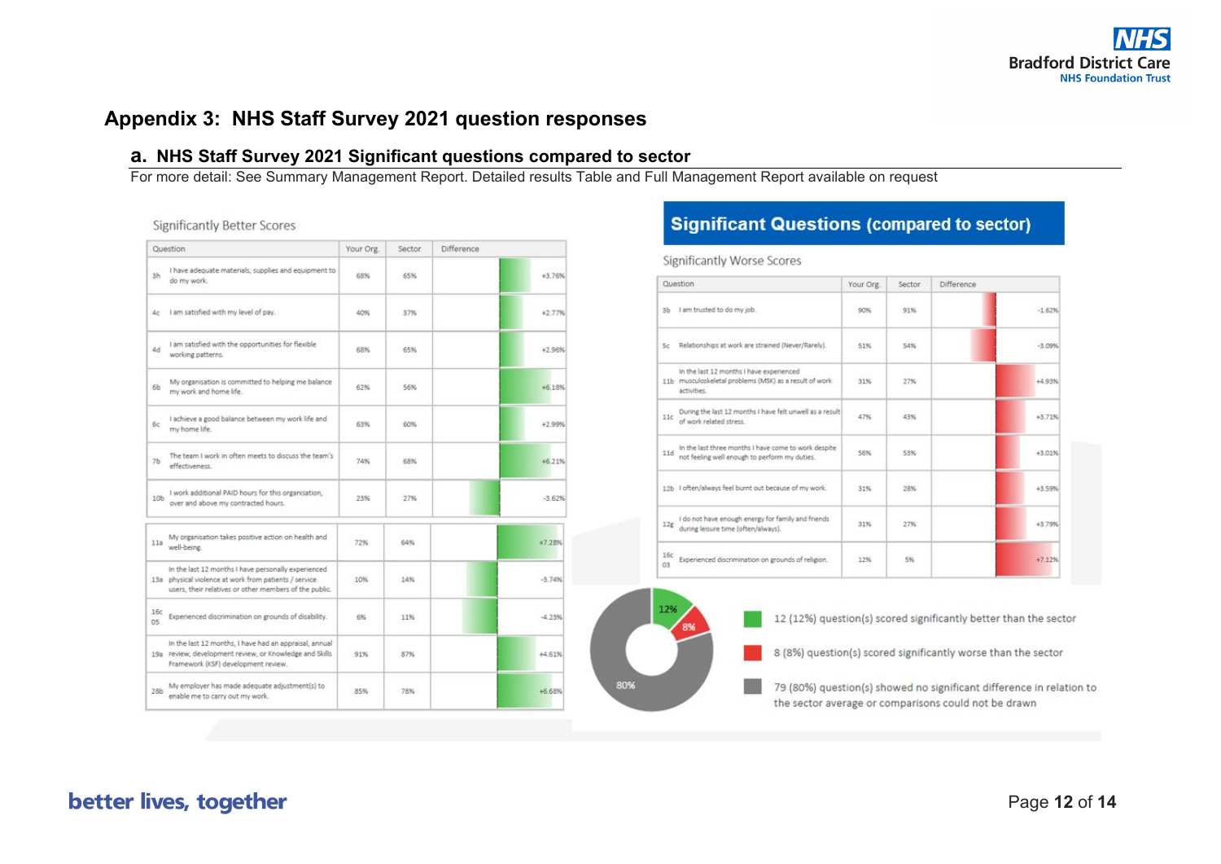## Appendix 3: NHS Staff Survey 2021 question responses

### a. NHS Staff Survey 2021 Significant questions compared to sector

For more detail: See Summary Management Report. Detailed results Table and Full Management Report available on request

**Significantly Better Scores**

| | Question | Your Org. | Sector | Difference |
|---|---|---|---|---|
| 3h | I have adequate materials, supplies and equipment to do my work. | 68% | 65% | +3.76% |
| 4c | I am satisfied with my level of pay. | 40% | 37% | +2.77% |
| 4d | I am satisfied with the opportunities for flexible working patterns. | 68% | 65% | +2.96% |
| 6b | My organisation is committed to helping me balance my work and home life. | 62% | 56% | +6.18% |
| 6c | I achieve a good balance between my work life and my home life. | 63% | 60% | +2.99% |
| 7b | The team I work in often meets to discuss the team's effectiveness. | 74% | 68% | +6.21% |
| 10b | I work additional PAID hours for this organisation, over and above my contracted hours. | 23% | 27% | -3.62% |
| 11a | My organisation takes positive action on health and well-being. | 72% | 64% | +7.28% |
| 13a | In the last 12 months I have personally experienced physical violence at work from patients / service users, their relatives or other members of the public. | 10% | 14% | -3.74% |
| 16c 05 | Experienced discrimination on grounds of disability. | 6% | 11% | -4.23% |
| 19a | In the last 12 months, I have had an appraisal, annual review, development review, or Knowledge and Skills Framework (KSF) development review. | 91% | 87% | +4.61% |
| 28b | My employer has made adequate adjustment(s) to enable me to carry out my work. | 85% | 78% | +6.68% |

**Significant Questions (compared to sector)**

**Significantly Worse Scores**

| | Question | Your Org. | Sector | Difference |
|---|---|---|---|---|
| 3b | I am trusted to do my job. | 90% | 91% | -1.62% |
| 5c | Relationships at work are strained (Never/Rarely). | 51% | 54% | -3.09% |
| 11b | In the last 12 months I have experienced musculoskeletal problems (MSK) as a result of work activities. | 31% | 27% | +4.93% |
| 11c | During the last 12 months I have felt unwell as a result of work related stress. | 47% | 43% | +3.71% |
| 11d | In the last three months I have come to work despite not feeling well enough to perform my duties. | 56% | 53% | +3.01% |
| 12b | I often/always feel burnt out because of my work. | 31% | 28% | +3.59% |
| 12g | I do not have enough energy for family and friends during leisure time (often/always). | 31% | 27% | +3.79% |
| 16c 03 | Experienced discrimination on grounds of religion. | 12% | 5% | +7.12% |

- 12 (12%) question(s) scored significantly better than the sector
- 8 (8%) question(s) scored significantly worse than the sector
- 79 (80%) question(s) showed no significant difference in relation to the sector average or comparisons could not be drawn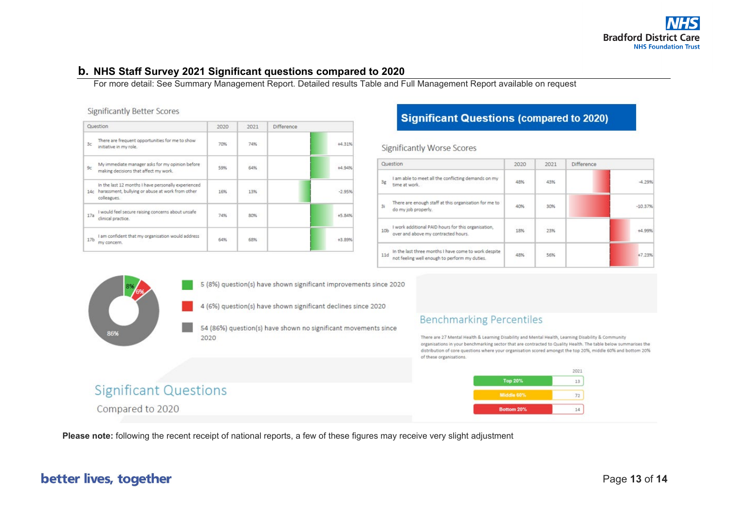## b. NHS Staff Survey 2021 Significant questions compared to 2020

For more detail: See Summary Management Report. Detailed results Table and Full Management Report available on request

### Significant Questions (compared to 2020)

Significantly Better Scores

| Question | | 2020 | 2021 | Difference |
|---|---|---|---|---|
| 3c | There are frequent opportunities for me to show initiative in my role. | 70% | 74% | +4.31% |
| 9c | My immediate manager asks for my opinion before making decisions that affect my work. | 59% | 64% | +4.94% |
| 14c | In the last 12 months I have personally experienced harassment, bullying or abuse at work from other colleagues. | 16% | 13% | -2.95% |
| 17a | I would feel secure raising concerns about unsafe clinical practice. | 74% | 80% | +5.84% |
| 17b | I am confident that my organisation would address my concern. | 64% | 68% | +3.89% |

Significantly Worse Scores

| Question | | 2020 | 2021 | Difference |
|---|---|---|---|---|
| 3g | I am able to meet all the conflicting demands on my time at work. | 48% | 43% | -4.29% |
| 3i | There are enough staff at this organisation for me to do my job properly. | 40% | 30% | -10.37% |
| 10b | I work additional PAID hours for this organisation, over and above my contracted hours. | 18% | 23% | +4.99% |
| 11d | In the last three months I have come to work despite not feeling well enough to perform my duties. | 48% | 56% | +7.23% |

- 5 (8%) question(s) have shown significant improvements since 2020
- 4 (6%) question(s) have shown significant declines since 2020
- 54 (86%) question(s) have shown no significant movements since 2020

Significant Questions

Compared to 2020

### Benchmarking Percentiles

There are 27 Mental Health & Learning Disability and Mental Health, Learning Disability & Community organisations in your benchmarking sector that are contracted to Quality Health. The table below summarises the distribution of core questions where your organisation scored amongst the top 20%, middle 60% and bottom 20% of these organisations.

| | 2021 |
|---|---|
| Top 20% | 13 |
| Middle 60% | 72 |
| Bottom 20% | 14 |

**Please note:** following the recent receipt of national reports, a few of these figures may receive very slight adjustment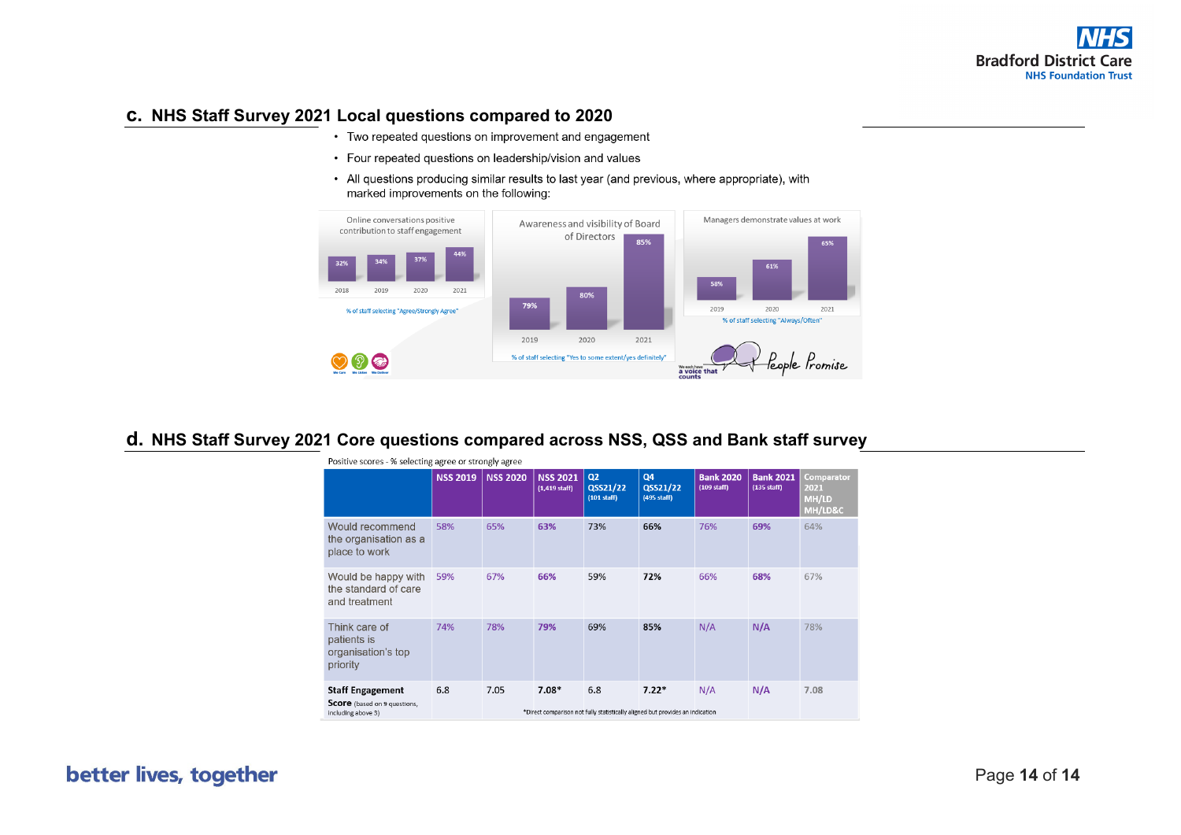## c. NHS Staff Survey 2021 Local questions compared to 2020

- Two repeated questions on improvement and engagement
- Four repeated questions on leadership/vision and values
- All questions producing similar results to last year (and previous, where appropriate), with marked improvements on the following:

Online conversations positive contribution to staff engagement

32% 34% 37% 44%

2018 2019 2020 2021

% of staff selecting "Agree/Strongly Agree"

Awareness and visibility of Board of Directors

79% 80% 85%

2019 2020 2021

% of staff selecting "Yes to some extent/yes definitely"

Managers demonstrate values at work

58% 61% 65%

2019 2020 2021

% of staff selecting "Always/Often"

We Care We Listen We Deliver

We each have a voice that counts People Promise

## d. NHS Staff Survey 2021 Core questions compared across NSS, QSS and Bank staff survey

Positive scores - % selecting agree or strongly agree

| | NSS 2019 | NSS 2020 | NSS 2021 (1,419 staff) | Q2 QSS21/22 (101 staff) | Q4 QSS21/22 (495 staff) | Bank 2020 (109 staff) | Bank 2021 (135 staff) | Comparator 2021 MH/LD MH/LD&C |
|---|---|---|---|---|---|---|---|---|
| Would recommend the organisation as a place to work | 58% | 65% | **63%** | 73% | **66%** | 76% | **69%** | 64% |
| Would be happy with the standard of care and treatment | 59% | 67% | **66%** | 59% | **72%** | 66% | **68%** | 67% |
| Think care of patients is organisation's top priority | 74% | 78% | **79%** | 69% | **85%** | N/A | **N/A** | 78% |
| **Staff Engagement Score** (based on 9 questions, including above 3) | 6.8 | 7.05 | **7.08*** | 6.8 | **7.22*** | N/A | **N/A** | 7.08 |

*Direct comparison not fully statistically aligned but provides an indication